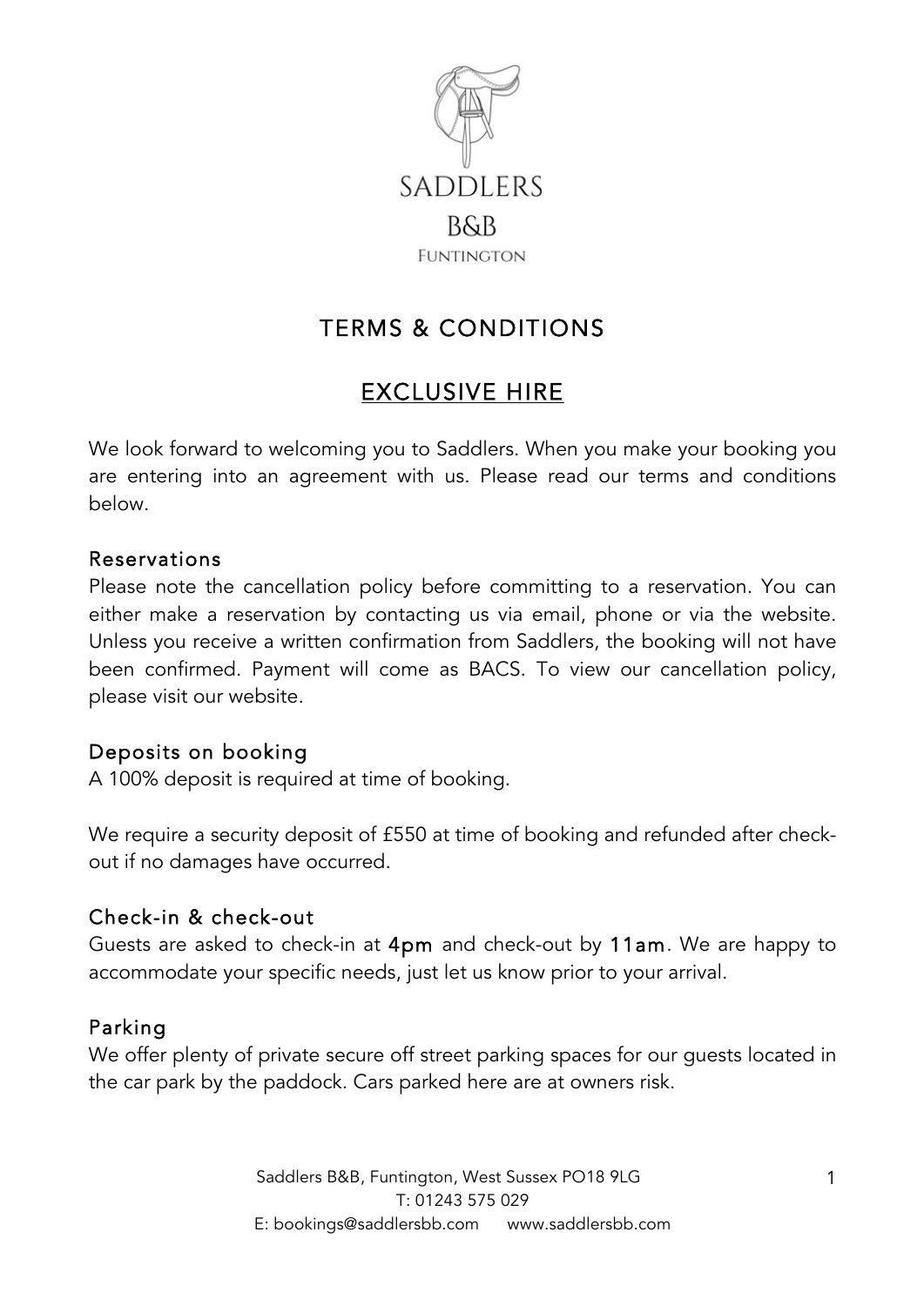SADDLERS

B&B

FUNTINGTON

# TERMS & CONDITIONS

## EXCLUSIVE HIRE

We look forward to welcoming you to Saddlers. When you make your booking you are entering into an agreement with us. Please read our terms and conditions below.

### Reservations

Please note the cancellation policy before committing to a reservation. You can either make a reservation by contacting us via email, phone or via the website. Unless you receive a written confirmation from Saddlers, the booking will not have been confirmed. Payment will come as BACS. To view our cancellation policy, please visit our website.

### Deposits on booking

A 100% deposit is required at time of booking.

We require a security deposit of £550 at time of booking and refunded after check-out if no damages have occurred.

### Check-in & check-out

Guests are asked to check-in at **4pm** and check-out by **11am**. We are happy to accommodate your specific needs, just let us know prior to your arrival.

### Parking

We offer plenty of private secure off street parking spaces for our guests located in the car park by the paddock. Cars parked here are at owners risk.

Saddlers B&B, Funtington, West Sussex PO18 9LG
T: 01243 575 029
E: bookings@saddlersbb.com www.saddlersbb.com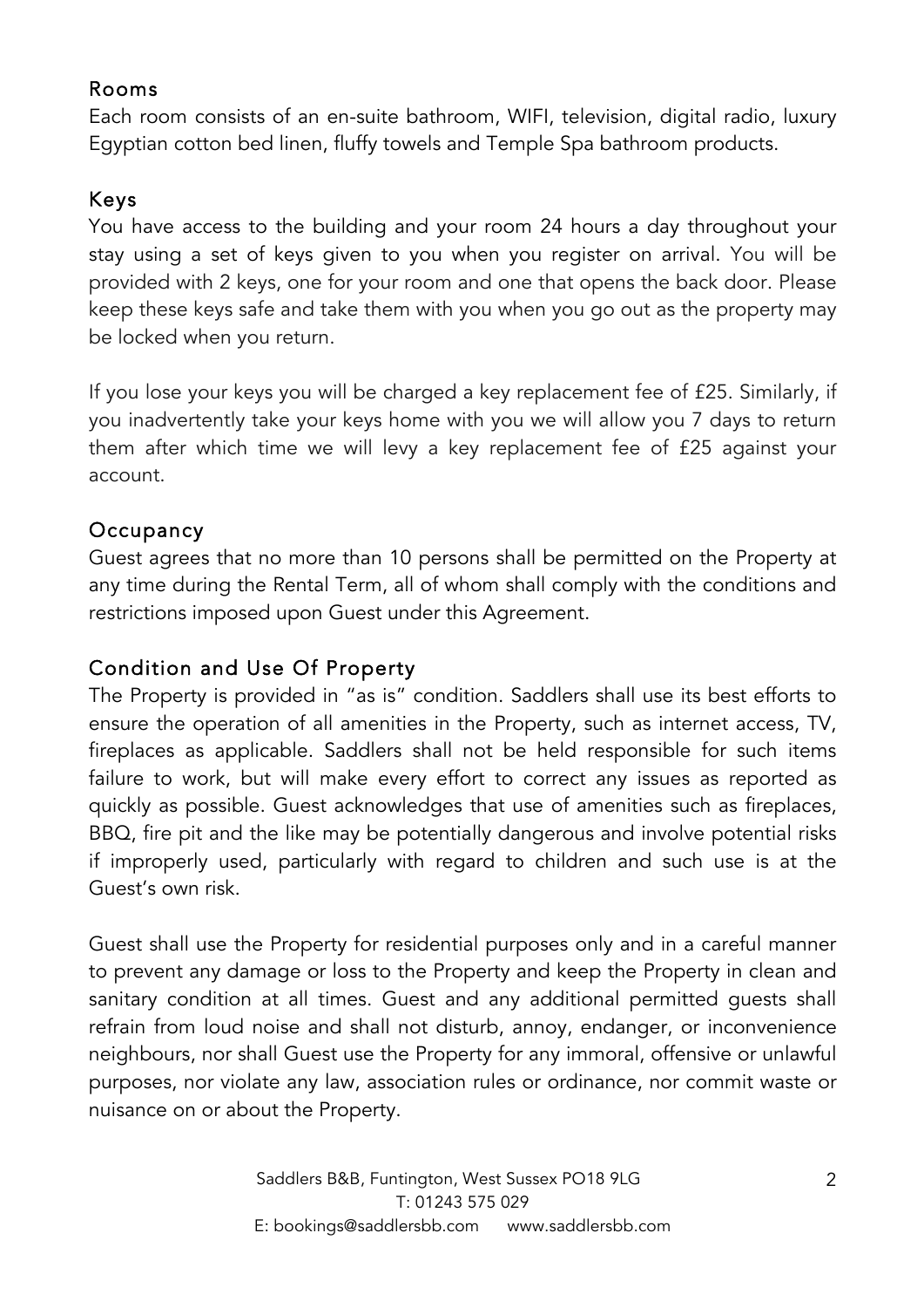## Rooms

Each room consists of an en-suite bathroom, WIFI, television, digital radio, luxury Egyptian cotton bed linen, fluffy towels and Temple Spa bathroom products.

## Keys

You have access to the building and your room 24 hours a day throughout your stay using a set of keys given to you when you register on arrival. You will be provided with 2 keys, one for your room and one that opens the back door. Please keep these keys safe and take them with you when you go out as the property may be locked when you return.

If you lose your keys you will be charged a key replacement fee of £25. Similarly, if you inadvertently take your keys home with you we will allow you 7 days to return them after which time we will levy a key replacement fee of £25 against your account.

## Occupancy

Guest agrees that no more than 10 persons shall be permitted on the Property at any time during the Rental Term, all of whom shall comply with the conditions and restrictions imposed upon Guest under this Agreement.

## Condition and Use Of Property

The Property is provided in "as is" condition. Saddlers shall use its best efforts to ensure the operation of all amenities in the Property, such as internet access, TV, fireplaces as applicable. Saddlers shall not be held responsible for such items failure to work, but will make every effort to correct any issues as reported as quickly as possible. Guest acknowledges that use of amenities such as fireplaces, BBQ, fire pit and the like may be potentially dangerous and involve potential risks if improperly used, particularly with regard to children and such use is at the Guest's own risk.

Guest shall use the Property for residential purposes only and in a careful manner to prevent any damage or loss to the Property and keep the Property in clean and sanitary condition at all times. Guest and any additional permitted guests shall refrain from loud noise and shall not disturb, annoy, endanger, or inconvenience neighbours, nor shall Guest use the Property for any immoral, offensive or unlawful purposes, nor violate any law, association rules or ordinance, nor commit waste or nuisance on or about the Property.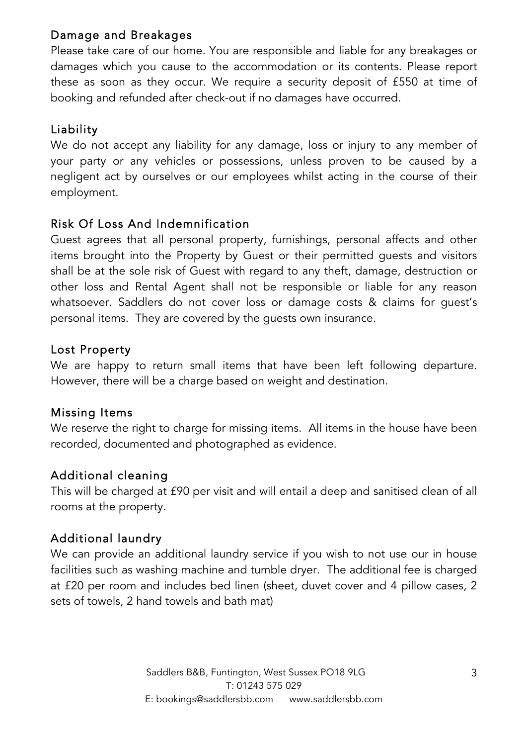## Damage and Breakages

Please take care of our home. You are responsible and liable for any breakages or damages which you cause to the accommodation or its contents. Please report these as soon as they occur. We require a security deposit of £550 at time of booking and refunded after check-out if no damages have occurred.

## Liability

We do not accept any liability for any damage, loss or injury to any member of your party or any vehicles or possessions, unless proven to be caused by a negligent act by ourselves or our employees whilst acting in the course of their employment.

## Risk Of Loss And Indemnification

Guest agrees that all personal property, furnishings, personal affects and other items brought into the Property by Guest or their permitted guests and visitors shall be at the sole risk of Guest with regard to any theft, damage, destruction or other loss and Rental Agent shall not be responsible or liable for any reason whatsoever. Saddlers do not cover loss or damage costs & claims for guest's personal items. They are covered by the guests own insurance.

## Lost Property

We are happy to return small items that have been left following departure. However, there will be a charge based on weight and destination.

## Missing Items

We reserve the right to charge for missing items. All items in the house have been recorded, documented and photographed as evidence.

## Additional cleaning

This will be charged at £90 per visit and will entail a deep and sanitised clean of all rooms at the property.

## Additional laundry

We can provide an additional laundry service if you wish to not use our in house facilities such as washing machine and tumble dryer. The additional fee is charged at £20 per room and includes bed linen (sheet, duvet cover and 4 pillow cases, 2 sets of towels, 2 hand towels and bath mat)

Saddlers B&B, Funtington, West Sussex PO18 9LG
T: 01243 575 029
E: bookings@saddlersbb.com www.saddlersbb.com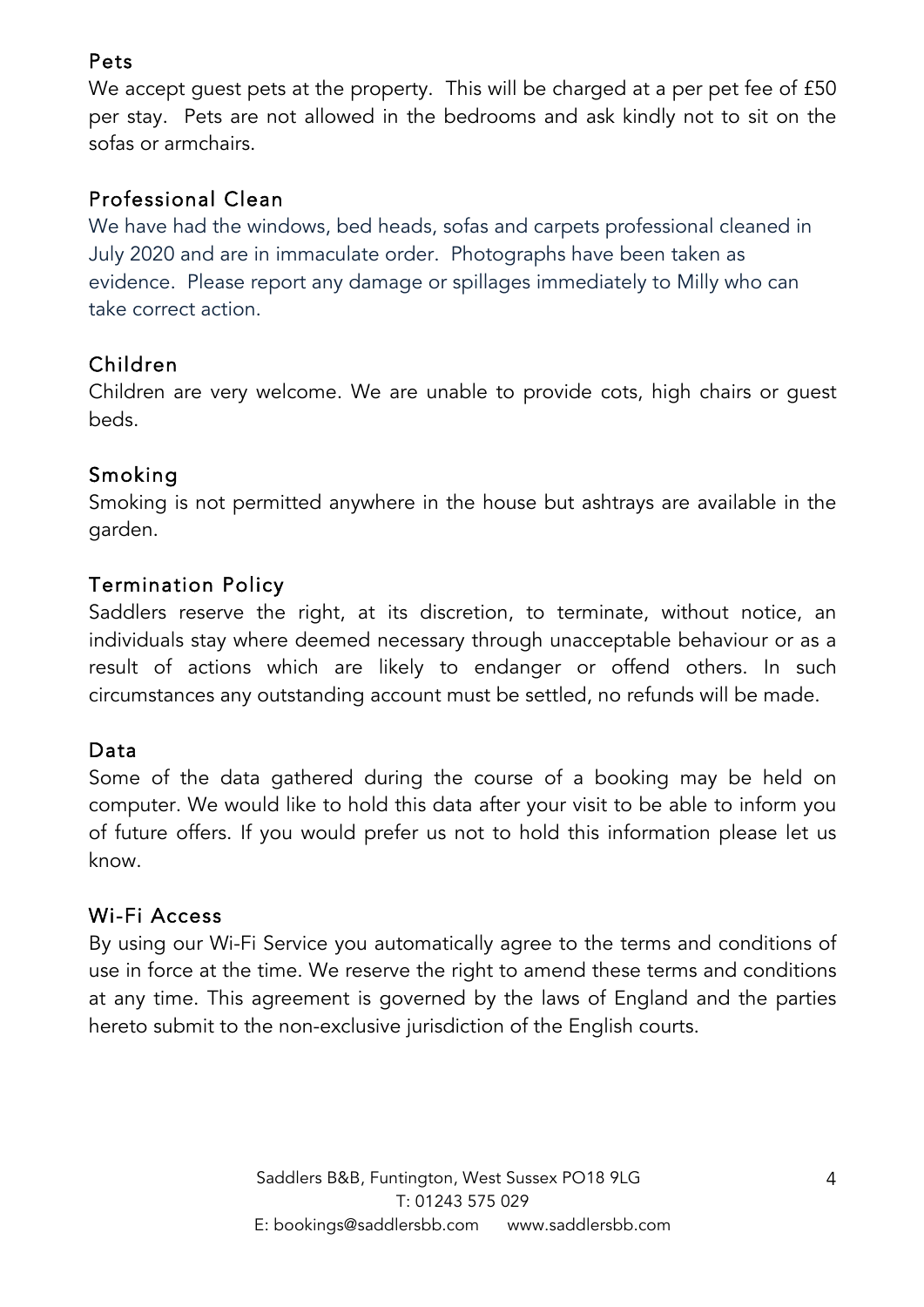## Pets

We accept guest pets at the property. This will be charged at a per pet fee of £50 per stay. Pets are not allowed in the bedrooms and ask kindly not to sit on the sofas or armchairs.

## Professional Clean

We have had the windows, bed heads, sofas and carpets professional cleaned in July 2020 and are in immaculate order. Photographs have been taken as evidence. Please report any damage or spillages immediately to Milly who can take correct action.

## Children

Children are very welcome. We are unable to provide cots, high chairs or guest beds.

## Smoking

Smoking is not permitted anywhere in the house but ashtrays are available in the garden.

## Termination Policy

Saddlers reserve the right, at its discretion, to terminate, without notice, an individuals stay where deemed necessary through unacceptable behaviour or as a result of actions which are likely to endanger or offend others. In such circumstances any outstanding account must be settled, no refunds will be made.

## Data

Some of the data gathered during the course of a booking may be held on computer. We would like to hold this data after your visit to be able to inform you of future offers. If you would prefer us not to hold this information please let us know.

## Wi-Fi Access

By using our Wi-Fi Service you automatically agree to the terms and conditions of use in force at the time. We reserve the right to amend these terms and conditions at any time. This agreement is governed by the laws of England and the parties hereto submit to the non-exclusive jurisdiction of the English courts.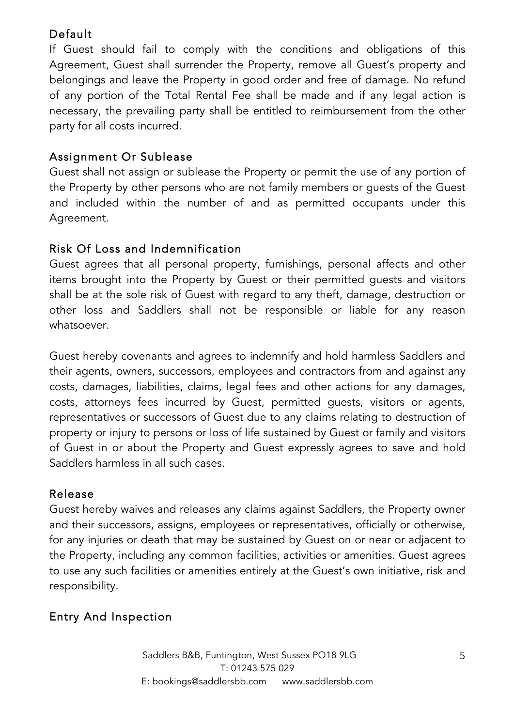## Default

If Guest should fail to comply with the conditions and obligations of this Agreement, Guest shall surrender the Property, remove all Guest's property and belongings and leave the Property in good order and free of damage. No refund of any portion of the Total Rental Fee shall be made and if any legal action is necessary, the prevailing party shall be entitled to reimbursement from the other party for all costs incurred.

## Assignment Or Sublease

Guest shall not assign or sublease the Property or permit the use of any portion of the Property by other persons who are not family members or guests of the Guest and included within the number of and as permitted occupants under this Agreement.

## Risk Of Loss and Indemnification

Guest agrees that all personal property, furnishings, personal affects and other items brought into the Property by Guest or their permitted guests and visitors shall be at the sole risk of Guest with regard to any theft, damage, destruction or other loss and Saddlers shall not be responsible or liable for any reason whatsoever.

Guest hereby covenants and agrees to indemnify and hold harmless Saddlers and their agents, owners, successors, employees and contractors from and against any costs, damages, liabilities, claims, legal fees and other actions for any damages, costs, attorneys fees incurred by Guest, permitted guests, visitors or agents, representatives or successors of Guest due to any claims relating to destruction of property or injury to persons or loss of life sustained by Guest or family and visitors of Guest in or about the Property and Guest expressly agrees to save and hold Saddlers harmless in all such cases.

## Release

Guest hereby waives and releases any claims against Saddlers, the Property owner and their successors, assigns, employees or representatives, officially or otherwise, for any injuries or death that may be sustained by Guest on or near or adjacent to the Property, including any common facilities, activities or amenities. Guest agrees to use any such facilities or amenities entirely at the Guest's own initiative, risk and responsibility.

## Entry And Inspection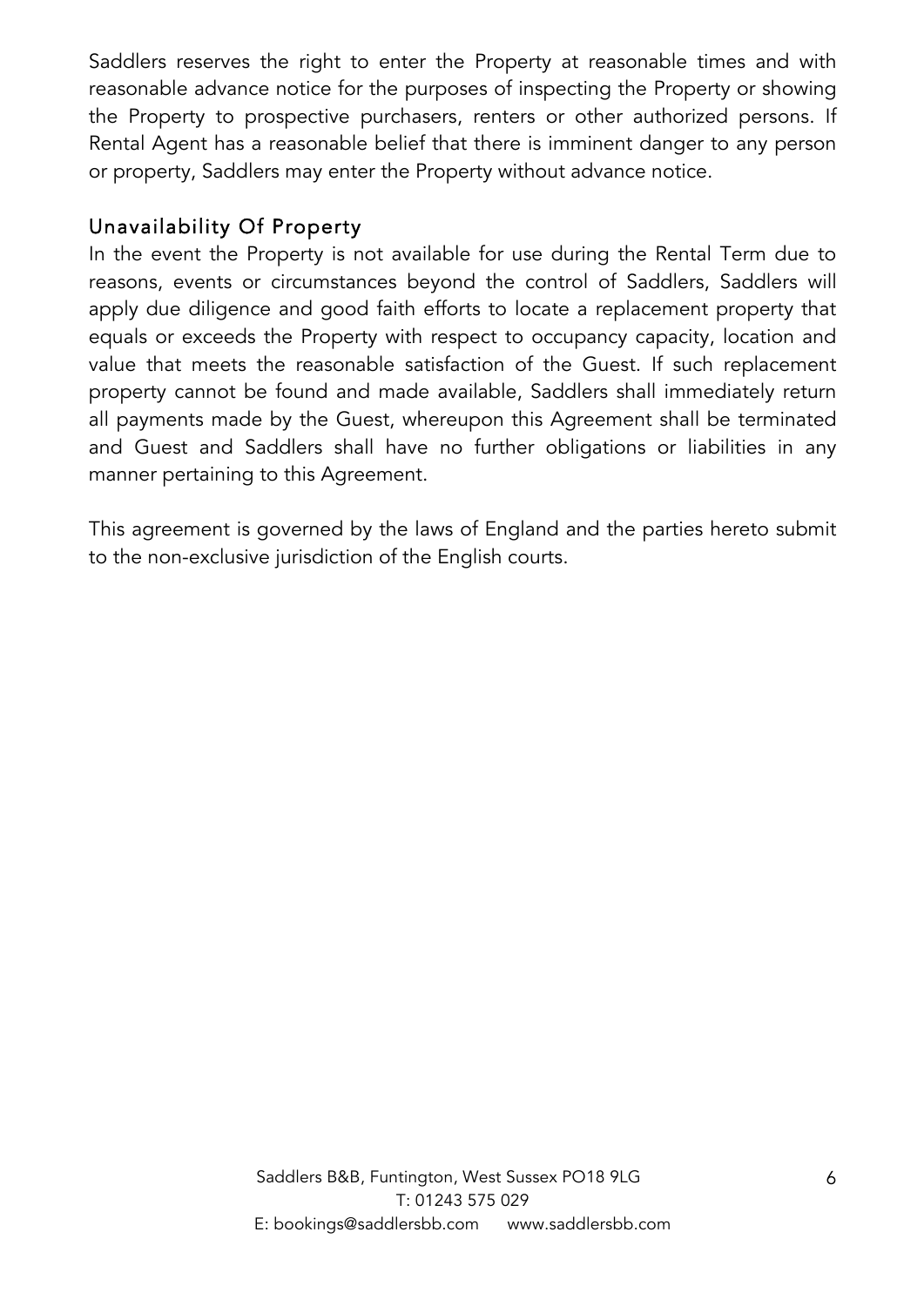Saddlers reserves the right to enter the Property at reasonable times and with reasonable advance notice for the purposes of inspecting the Property or showing the Property to prospective purchasers, renters or other authorized persons. If Rental Agent has a reasonable belief that there is imminent danger to any person or property, Saddlers may enter the Property without advance notice.

## Unavailability Of Property

In the event the Property is not available for use during the Rental Term due to reasons, events or circumstances beyond the control of Saddlers, Saddlers will apply due diligence and good faith efforts to locate a replacement property that equals or exceeds the Property with respect to occupancy capacity, location and value that meets the reasonable satisfaction of the Guest. If such replacement property cannot be found and made available, Saddlers shall immediately return all payments made by the Guest, whereupon this Agreement shall be terminated and Guest and Saddlers shall have no further obligations or liabilities in any manner pertaining to this Agreement.

This agreement is governed by the laws of England and the parties hereto submit to the non-exclusive jurisdiction of the English courts.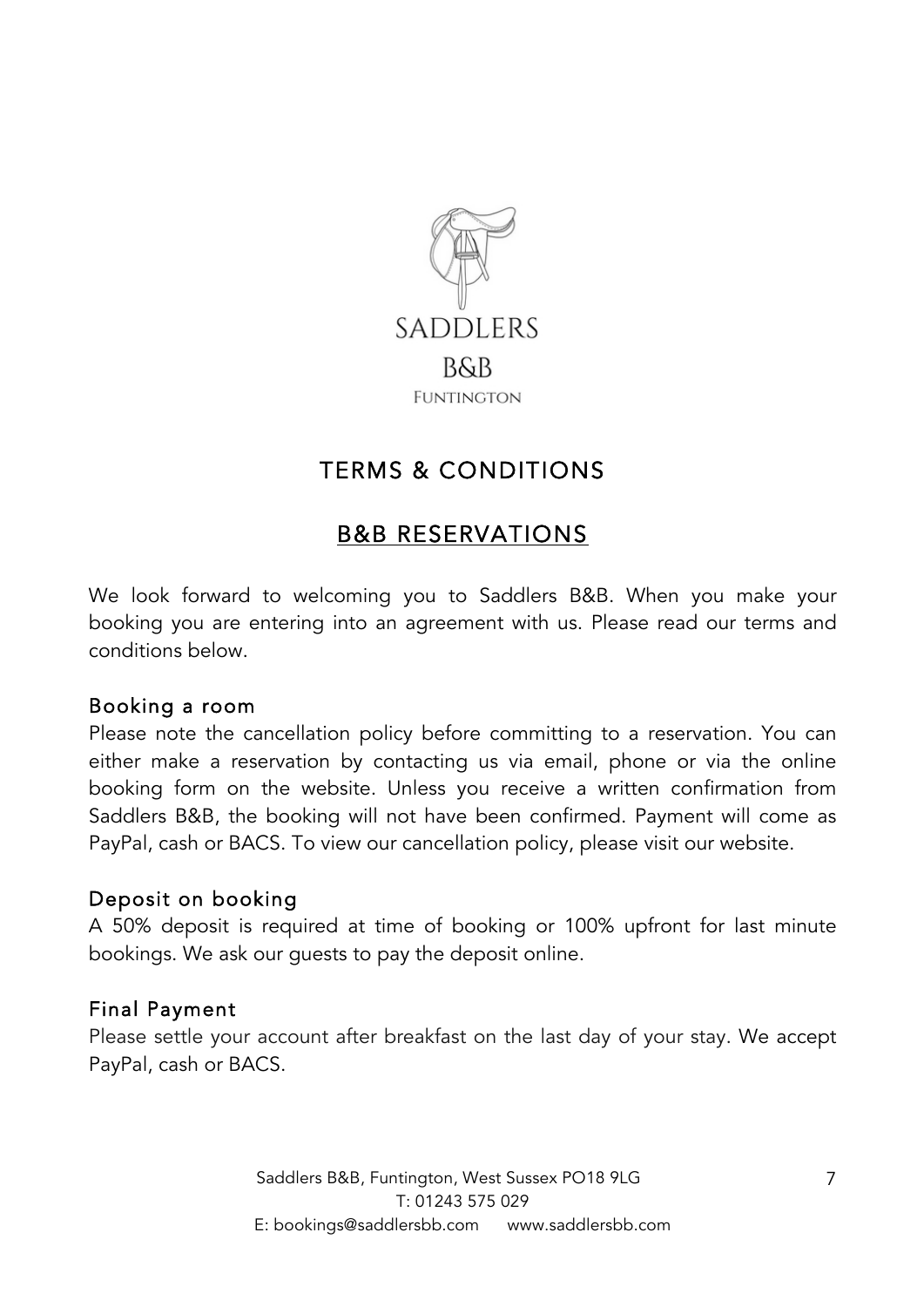SADDLERS

B&B

FUNTINGTON

# TERMS & CONDITIONS

## B&B RESERVATIONS

We look forward to welcoming you to Saddlers B&B. When you make your booking you are entering into an agreement with us. Please read our terms and conditions below.

### Booking a room

Please note the cancellation policy before committing to a reservation. You can either make a reservation by contacting us via email, phone or via the online booking form on the website. Unless you receive a written confirmation from Saddlers B&B, the booking will not have been confirmed. Payment will come as PayPal, cash or BACS. To view our cancellation policy, please visit our website.

### Deposit on booking

A 50% deposit is required at time of booking or 100% upfront for last minute bookings. We ask our guests to pay the deposit online.

### Final Payment

Please settle your account after breakfast on the last day of your stay. We accept PayPal, cash or BACS.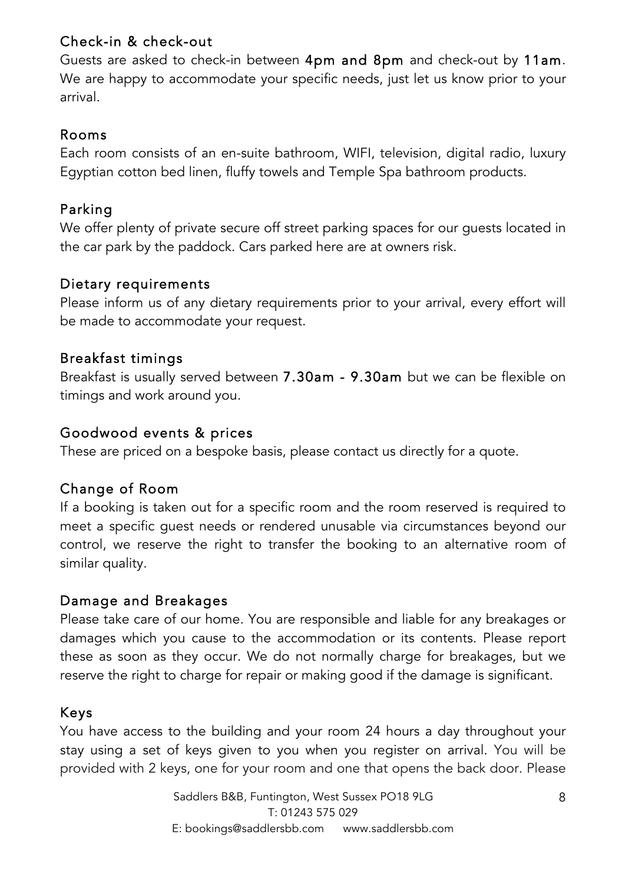## Check-in & check-out

Guests are asked to check-in between **4pm and 8pm** and check-out by **11am**. We are happy to accommodate your specific needs, just let us know prior to your arrival.

## Rooms

Each room consists of an en-suite bathroom, WIFI, television, digital radio, luxury Egyptian cotton bed linen, fluffy towels and Temple Spa bathroom products.

## Parking

We offer plenty of private secure off street parking spaces for our guests located in the car park by the paddock. Cars parked here are at owners risk.

## Dietary requirements

Please inform us of any dietary requirements prior to your arrival, every effort will be made to accommodate your request.

## Breakfast timings

Breakfast is usually served between **7.30am - 9.30am** but we can be flexible on timings and work around you.

## Goodwood events & prices

These are priced on a bespoke basis, please contact us directly for a quote.

## Change of Room

If a booking is taken out for a specific room and the room reserved is required to meet a specific guest needs or rendered unusable via circumstances beyond our control, we reserve the right to transfer the booking to an alternative room of similar quality.

## Damage and Breakages

Please take care of our home. You are responsible and liable for any breakages or damages which you cause to the accommodation or its contents. Please report these as soon as they occur. We do not normally charge for breakages, but we reserve the right to charge for repair or making good if the damage is significant.

## Keys

You have access to the building and your room 24 hours a day throughout your stay using a set of keys given to you when you register on arrival. You will be provided with 2 keys, one for your room and one that opens the back door. Please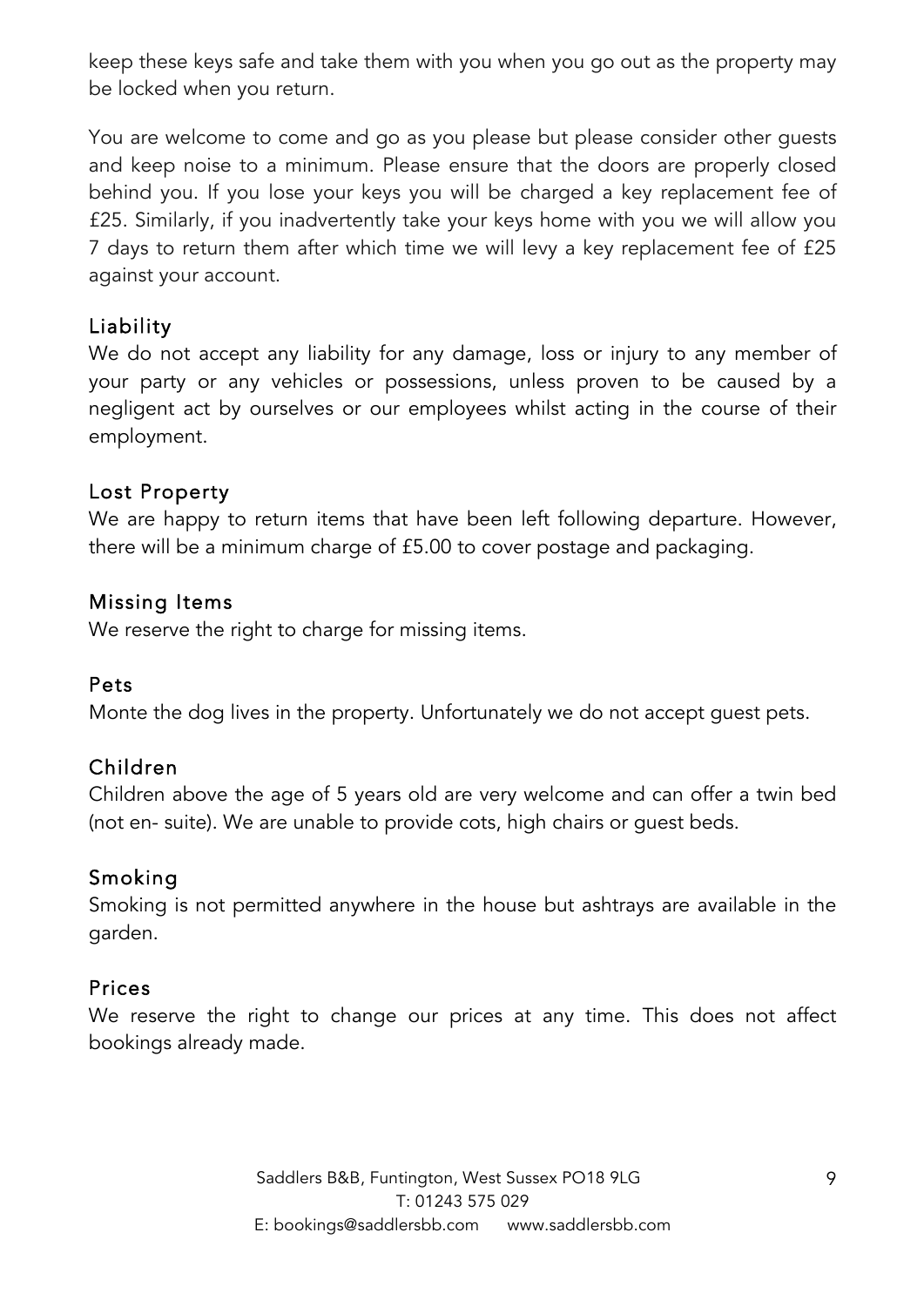keep these keys safe and take them with you when you go out as the property may be locked when you return.

You are welcome to come and go as you please but please consider other guests and keep noise to a minimum. Please ensure that the doors are properly closed behind you. If you lose your keys you will be charged a key replacement fee of £25. Similarly, if you inadvertently take your keys home with you we will allow you 7 days to return them after which time we will levy a key replacement fee of £25 against your account.

## Liability

We do not accept any liability for any damage, loss or injury to any member of your party or any vehicles or possessions, unless proven to be caused by a negligent act by ourselves or our employees whilst acting in the course of their employment.

## Lost Property

We are happy to return items that have been left following departure. However, there will be a minimum charge of £5.00 to cover postage and packaging.

## Missing Items

We reserve the right to charge for missing items.

## Pets

Monte the dog lives in the property. Unfortunately we do not accept guest pets.

## Children

Children above the age of 5 years old are very welcome and can offer a twin bed (not en- suite). We are unable to provide cots, high chairs or guest beds.

## Smoking

Smoking is not permitted anywhere in the house but ashtrays are available in the garden.

## Prices

We reserve the right to change our prices at any time. This does not affect bookings already made.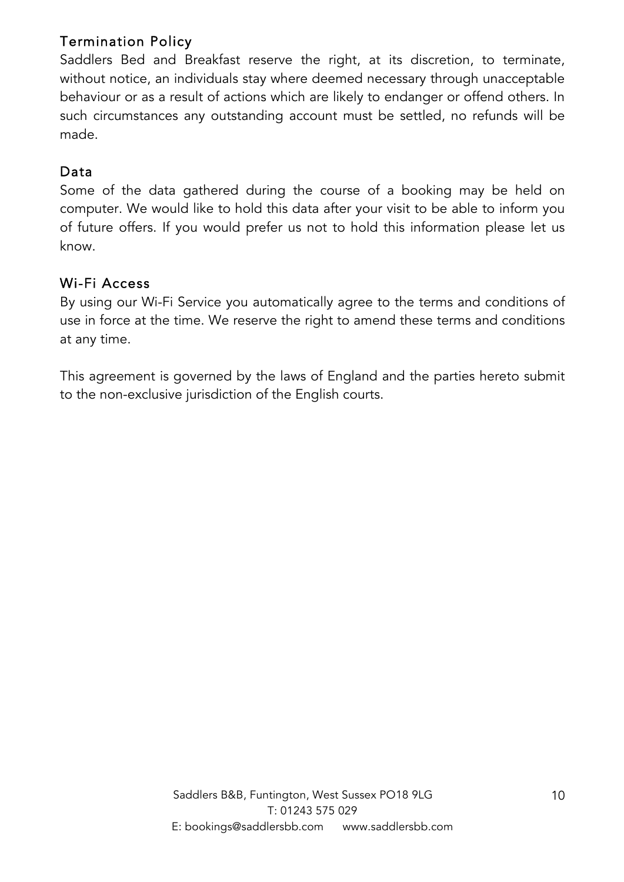## Termination Policy

Saddlers Bed and Breakfast reserve the right, at its discretion, to terminate, without notice, an individuals stay where deemed necessary through unacceptable behaviour or as a result of actions which are likely to endanger or offend others. In such circumstances any outstanding account must be settled, no refunds will be made.

## Data

Some of the data gathered during the course of a booking may be held on computer. We would like to hold this data after your visit to be able to inform you of future offers. If you would prefer us not to hold this information please let us know.

## Wi-Fi Access

By using our Wi-Fi Service you automatically agree to the terms and conditions of use in force at the time. We reserve the right to amend these terms and conditions at any time.

This agreement is governed by the laws of England and the parties hereto submit to the non-exclusive jurisdiction of the English courts.